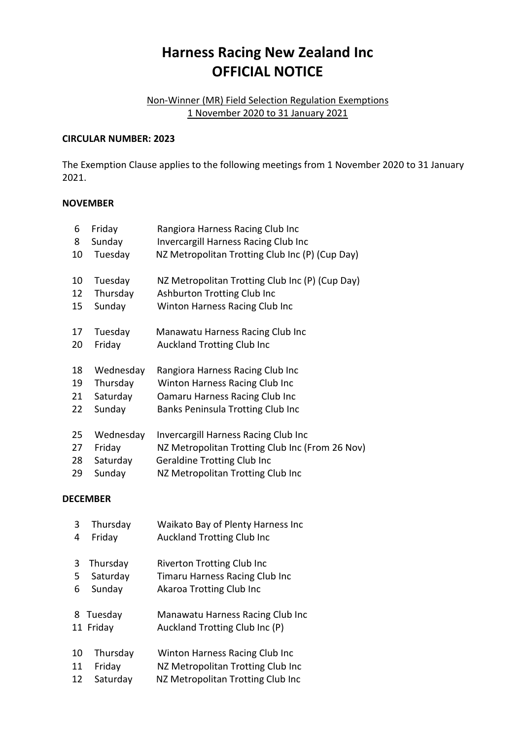# Harness Racing New Zealand Inc
# OFFICIAL NOTICE

Non-Winner (MR) Field Selection Regulation Exemptions
1 November 2020 to 31 January 2021

**CIRCULAR NUMBER: 2023**

The Exemption Clause applies to the following meetings from 1 November 2020 to 31 January 2021.

**NOVEMBER**

6 Friday Rangiora Harness Racing Club Inc
8 Sunday Invercargill Harness Racing Club Inc
10 Tuesday NZ Metropolitan Trotting Club Inc (P) (Cup Day)

10 Tuesday NZ Metropolitan Trotting Club Inc (P) (Cup Day)
12 Thursday Ashburton Trotting Club Inc
15 Sunday Winton Harness Racing Club Inc

17 Tuesday Manawatu Harness Racing Club Inc
20 Friday Auckland Trotting Club Inc

18 Wednesday Rangiora Harness Racing Club Inc
19 Thursday Winton Harness Racing Club Inc
21 Saturday Oamaru Harness Racing Club Inc
22 Sunday Banks Peninsula Trotting Club Inc

25 Wednesday Invercargill Harness Racing Club Inc
27 Friday NZ Metropolitan Trotting Club Inc (From 26 Nov)
28 Saturday Geraldine Trotting Club Inc
29 Sunday NZ Metropolitan Trotting Club Inc

**DECEMBER**

3 Thursday Waikato Bay of Plenty Harness Inc
4 Friday Auckland Trotting Club Inc

3 Thursday Riverton Trotting Club Inc
5 Saturday Timaru Harness Racing Club Inc
6 Sunday Akaroa Trotting Club Inc

8 Tuesday Manawatu Harness Racing Club Inc
11 Friday Auckland Trotting Club Inc (P)

10 Thursday Winton Harness Racing Club Inc
11 Friday NZ Metropolitan Trotting Club Inc
12 Saturday NZ Metropolitan Trotting Club Inc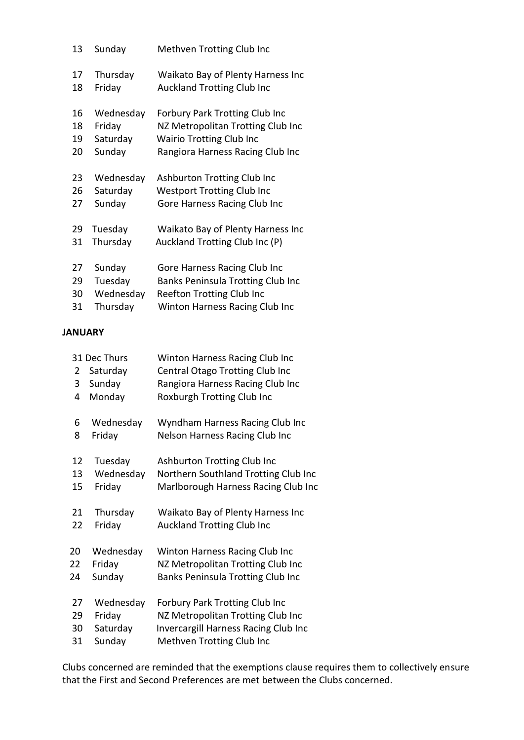13 Sunday Methven Trotting Club Inc

17 Thursday Waikato Bay of Plenty Harness Inc
18 Friday Auckland Trotting Club Inc

16 Wednesday Forbury Park Trotting Club Inc
18 Friday NZ Metropolitan Trotting Club Inc
19 Saturday Wairio Trotting Club Inc
20 Sunday Rangiora Harness Racing Club Inc

23 Wednesday Ashburton Trotting Club Inc
26 Saturday Westport Trotting Club Inc
27 Sunday Gore Harness Racing Club Inc

29 Tuesday Waikato Bay of Plenty Harness Inc
31 Thursday Auckland Trotting Club Inc (P)

27 Sunday Gore Harness Racing Club Inc
29 Tuesday Banks Peninsula Trotting Club Inc
30 Wednesday Reefton Trotting Club Inc
31 Thursday Winton Harness Racing Club Inc

**JANUARY**

31 Dec Thurs Winton Harness Racing Club Inc
2 Saturday Central Otago Trotting Club Inc
3 Sunday Rangiora Harness Racing Club Inc
4 Monday Roxburgh Trotting Club Inc

6 Wednesday Wyndham Harness Racing Club Inc
8 Friday Nelson Harness Racing Club Inc

12 Tuesday Ashburton Trotting Club Inc
13 Wednesday Northern Southland Trotting Club Inc
15 Friday Marlborough Harness Racing Club Inc

21 Thursday Waikato Bay of Plenty Harness Inc
22 Friday Auckland Trotting Club Inc

20 Wednesday Winton Harness Racing Club Inc
22 Friday NZ Metropolitan Trotting Club Inc
24 Sunday Banks Peninsula Trotting Club Inc

27 Wednesday Forbury Park Trotting Club Inc
29 Friday NZ Metropolitan Trotting Club Inc
30 Saturday Invercargill Harness Racing Club Inc
31 Sunday Methven Trotting Club Inc

Clubs concerned are reminded that the exemptions clause requires them to collectively ensure that the First and Second Preferences are met between the Clubs concerned.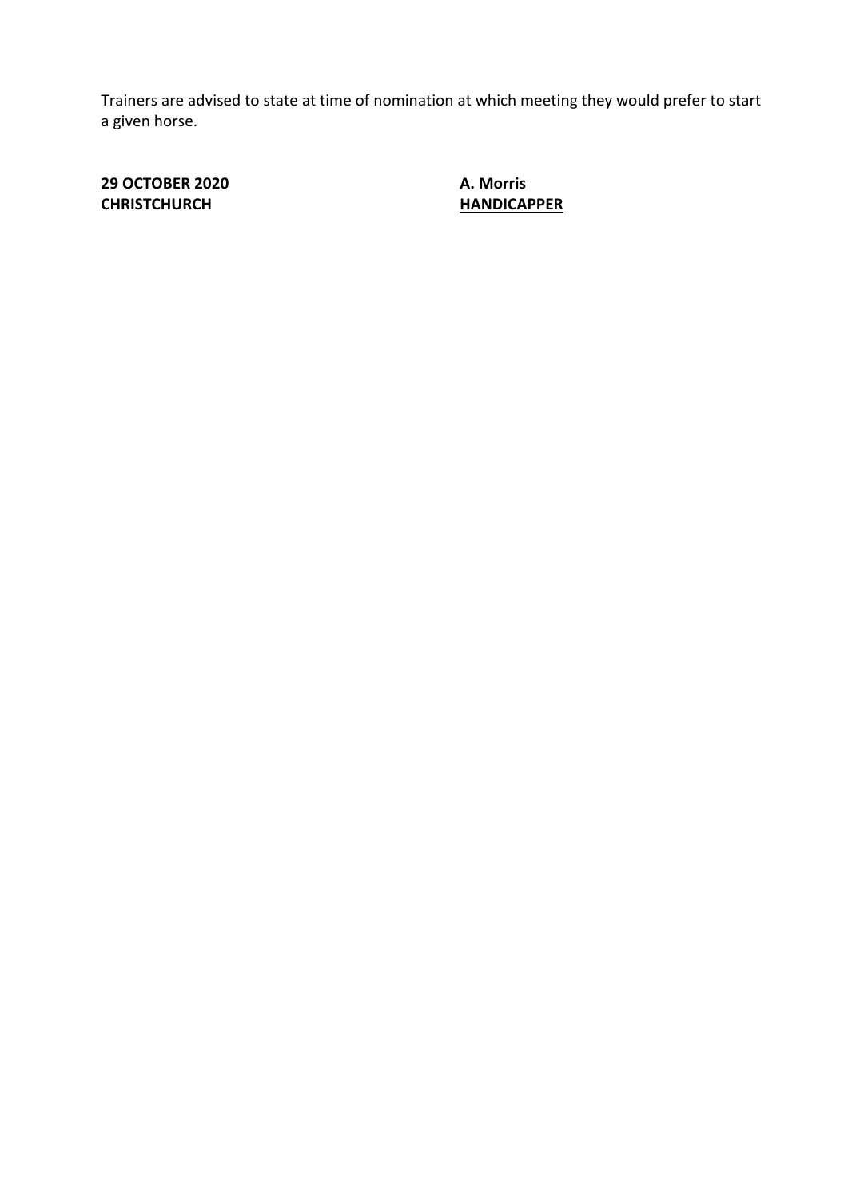Trainers are advised to state at time of nomination at which meeting they would prefer to start a given horse.

**29 OCTOBER 2020**
**CHRISTCHURCH**

**A. Morris**
**HANDICAPPER**